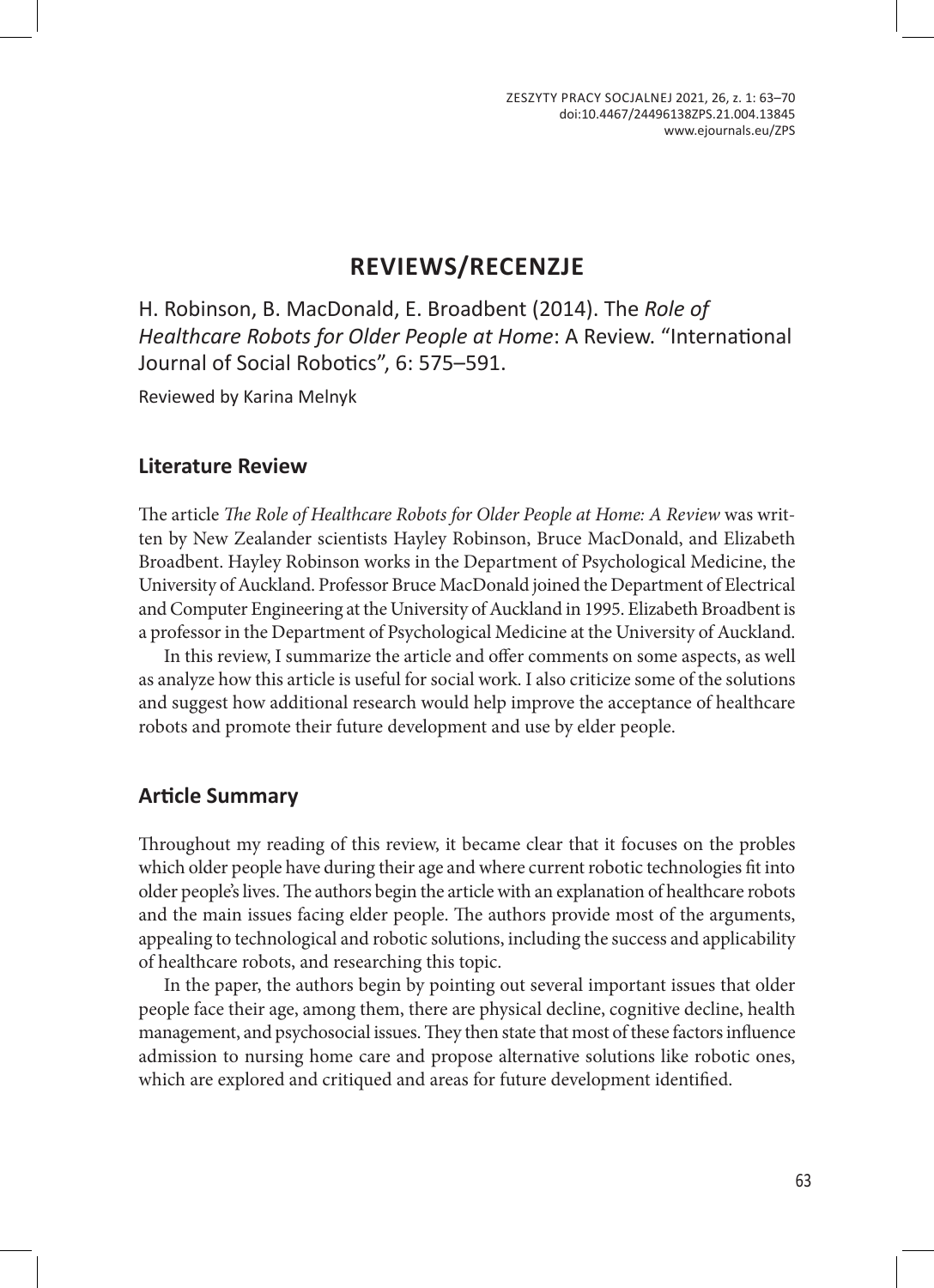# REVIEWS/RECENZJE

H. Robinson, B. MacDonald, E. Broadbent (2014). The *Role of Healthcare Robots for Older People at Home*: A Review. "International Journal of Social Robotics", 6: 575–591.

Reviewed by Karina Melnyk

## Literature Review

The article *The Role of Healthcare Robots for Older People at Home: A Review* was written by New Zealander scientists Hayley Robinson, Bruce MacDonald, and Elizabeth Broadbent. Hayley Robinson works in the Department of Psychological Medicine, the University of Auckland. Professor Bruce MacDonald joined the Department of Electrical and Computer Engineering at the University of Auckland in 1995. Elizabeth Broadbent is a professor in the Department of Psychological Medicine at the University of Auckland.

In this review, I summarize the article and offer comments on some aspects, as well as analyze how this article is useful for social work. I also criticize some of the solutions and suggest how additional research would help improve the acceptance of healthcare robots and promote their future development and use by elder people.

## Article Summary

Throughout my reading of this review, it became clear that it focuses on the probles which older people have during their age and where current robotic technologies fit into older people's lives. The authors begin the article with an explanation of healthcare robots and the main issues facing elder people. The authors provide most of the arguments, appealing to technological and robotic solutions, including the success and applicability of healthcare robots, and researching this topic.

In the paper, the authors begin by pointing out several important issues that older people face their age, among them, there are physical decline, cognitive decline, health management, and psychosocial issues. They then state that most of these factors influence admission to nursing home care and propose alternative solutions like robotic ones, which are explored and critiqued and areas for future development identified.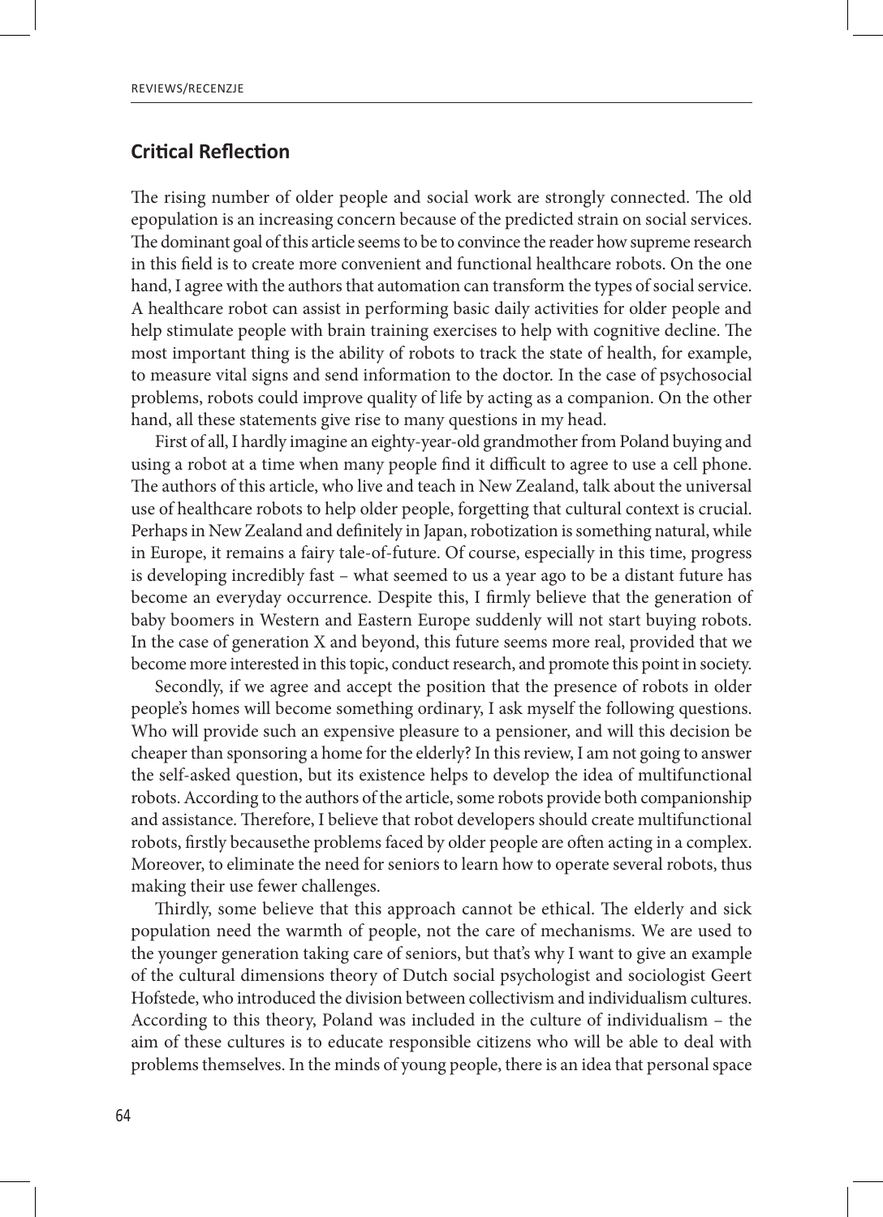## Critical Reflection

The rising number of older people and social work are strongly connected. The old epopulation is an increasing concern because of the predicted strain on social services. The dominant goal of this article seems to be to convince the reader how supreme research in this field is to create more convenient and functional healthcare robots. On the one hand, I agree with the authors that automation can transform the types of social service. A healthcare robot can assist in performing basic daily activities for older people and help stimulate people with brain training exercises to help with cognitive decline. The most important thing is the ability of robots to track the state of health, for example, to measure vital signs and send information to the doctor. In the case of psychosocial problems, robots could improve quality of life by acting as a companion. On the other hand, all these statements give rise to many questions in my head.

First of all, I hardly imagine an eighty-year-old grandmother from Poland buying and using a robot at a time when many people find it difficult to agree to use a cell phone. The authors of this article, who live and teach in New Zealand, talk about the universal use of healthcare robots to help older people, forgetting that cultural context is crucial. Perhaps in New Zealand and definitely in Japan, robotization is something natural, while in Europe, it remains a fairy tale-of-future. Of course, especially in this time, progress is developing incredibly fast – what seemed to us a year ago to be a distant future has become an everyday occurrence. Despite this, I firmly believe that the generation of baby boomers in Western and Eastern Europe suddenly will not start buying robots. In the case of generation X and beyond, this future seems more real, provided that we become more interested in this topic, conduct research, and promote this point in society.

Secondly, if we agree and accept the position that the presence of robots in older people's homes will become something ordinary, I ask myself the following questions. Who will provide such an expensive pleasure to a pensioner, and will this decision be cheaper than sponsoring a home for the elderly? In this review, I am not going to answer the self-asked question, but its existence helps to develop the idea of multifunctional robots. According to the authors of the article, some robots provide both companionship and assistance. Therefore, I believe that robot developers should create multifunctional robots, firstly becausethe problems faced by older people are often acting in a complex. Moreover, to eliminate the need for seniors to learn how to operate several robots, thus making their use fewer challenges.

Thirdly, some believe that this approach cannot be ethical. The elderly and sick population need the warmth of people, not the care of mechanisms. We are used to the younger generation taking care of seniors, but that's why I want to give an example of the cultural dimensions theory of Dutch social psychologist and sociologist Geert Hofstede, who introduced the division between collectivism and individualism cultures. According to this theory, Poland was included in the culture of individualism – the aim of these cultures is to educate responsible citizens who will be able to deal with problems themselves. In the minds of young people, there is an idea that personal space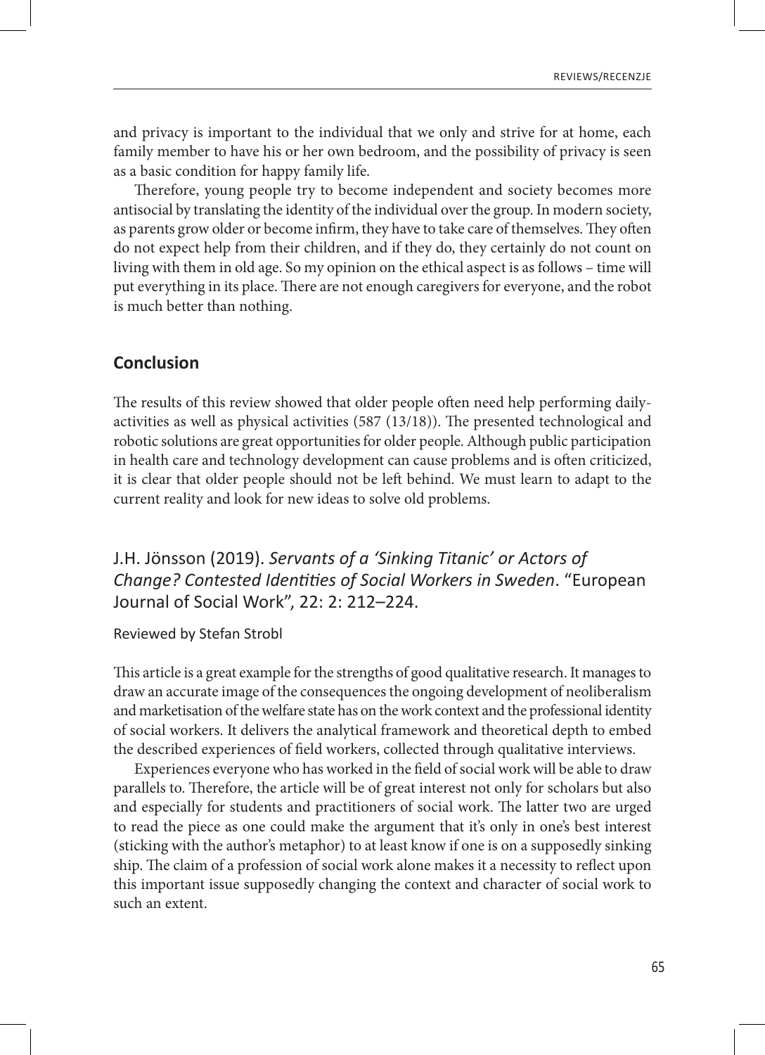and privacy is important to the individual that we only and strive for at home, each family member to have his or her own bedroom, and the possibility of privacy is seen as a basic condition for happy family life.

Therefore, young people try to become independent and society becomes more antisocial by translating the identity of the individual over the group. In modern society, as parents grow older or become infirm, they have to take care of themselves. They often do not expect help from their children, and if they do, they certainly do not count on living with them in old age. So my opinion on the ethical aspect is as follows – time will put everything in its place. There are not enough caregivers for everyone, and the robot is much better than nothing.

## Conclusion

The results of this review showed that older people often need help performing daily-activities as well as physical activities (587 (13/18)). The presented technological and robotic solutions are great opportunities for older people. Although public participation in health care and technology development can cause problems and is often criticized, it is clear that older people should not be left behind. We must learn to adapt to the current reality and look for new ideas to solve old problems.

## J.H. Jönsson (2019). *Servants of a 'Sinking Titanic' or Actors of Change? Contested Identities of Social Workers in Sweden*. "European Journal of Social Work", 22: 2: 212–224.

Reviewed by Stefan Strobl

This article is a great example for the strengths of good qualitative research. It manages to draw an accurate image of the consequences the ongoing development of neoliberalism and marketisation of the welfare state has on the work context and the professional identity of social workers. It delivers the analytical framework and theoretical depth to embed the described experiences of field workers, collected through qualitative interviews.

Experiences everyone who has worked in the field of social work will be able to draw parallels to. Therefore, the article will be of great interest not only for scholars but also and especially for students and practitioners of social work. The latter two are urged to read the piece as one could make the argument that it's only in one's best interest (sticking with the author's metaphor) to at least know if one is on a supposedly sinking ship. The claim of a profession of social work alone makes it a necessity to reflect upon this important issue supposedly changing the context and character of social work to such an extent.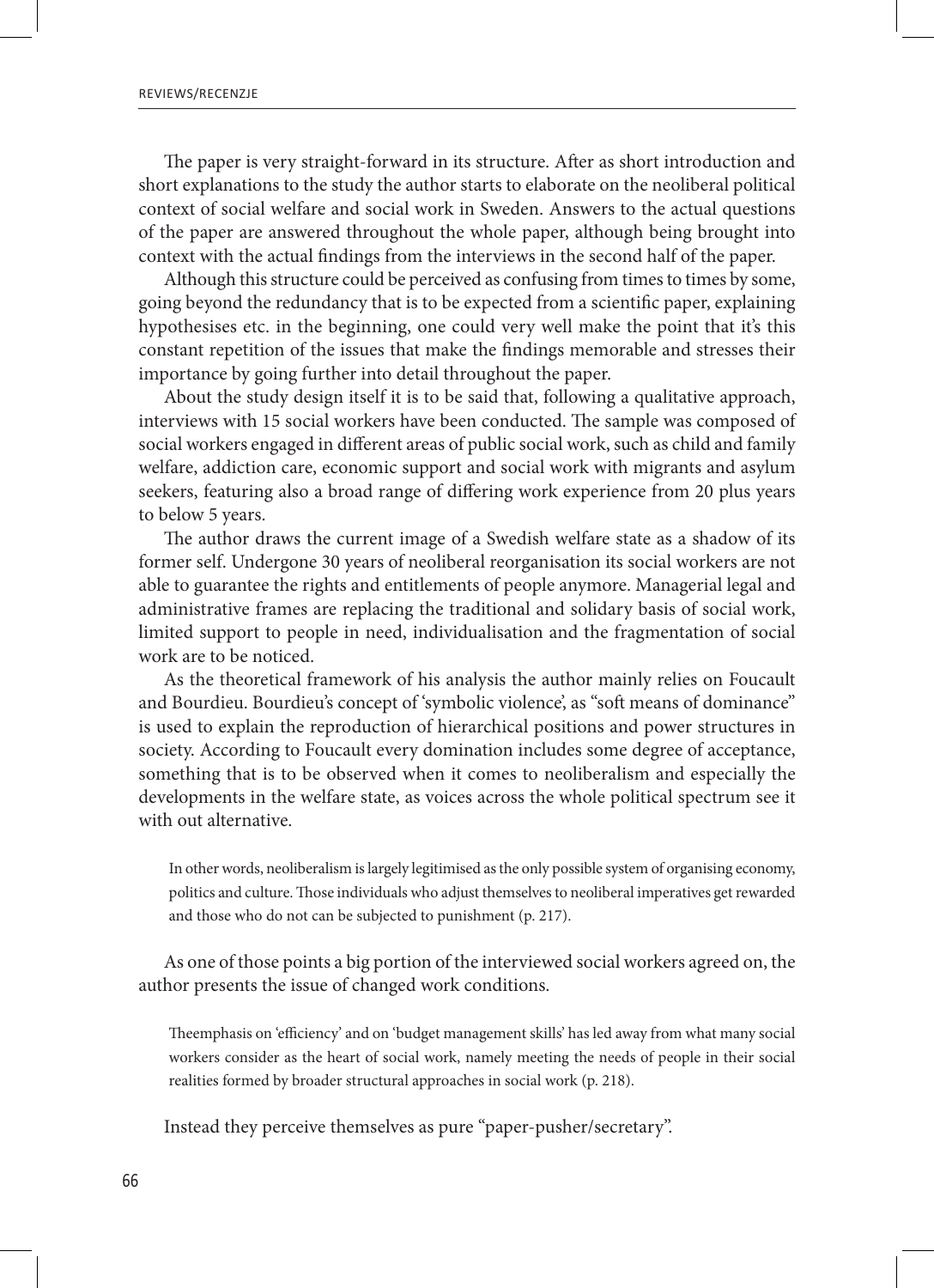The paper is very straight-forward in its structure. After as short introduction and short explanations to the study the author starts to elaborate on the neoliberal political context of social welfare and social work in Sweden. Answers to the actual questions of the paper are answered throughout the whole paper, although being brought into context with the actual findings from the interviews in the second half of the paper.

Although this structure could be perceived as confusing from times to times by some, going beyond the redundancy that is to be expected from a scientific paper, explaining hypothesises etc. in the beginning, one could very well make the point that it's this constant repetition of the issues that make the findings memorable and stresses their importance by going further into detail throughout the paper.

About the study design itself it is to be said that, following a qualitative approach, interviews with 15 social workers have been conducted. The sample was composed of social workers engaged in different areas of public social work, such as child and family welfare, addiction care, economic support and social work with migrants and asylum seekers, featuring also a broad range of differing work experience from 20 plus years to below 5 years.

The author draws the current image of a Swedish welfare state as a shadow of its former self. Undergone 30 years of neoliberal reorganisation its social workers are not able to guarantee the rights and entitlements of people anymore. Managerial legal and administrative frames are replacing the traditional and solidary basis of social work, limited support to people in need, individualisation and the fragmentation of social work are to be noticed.

As the theoretical framework of his analysis the author mainly relies on Foucault and Bourdieu. Bourdieu's concept of 'symbolic violence', as "soft means of dominance" is used to explain the reproduction of hierarchical positions and power structures in society. According to Foucault every domination includes some degree of acceptance, something that is to be observed when it comes to neoliberalism and especially the developments in the welfare state, as voices across the whole political spectrum see it with out alternative.

> In other words, neoliberalism is largely legitimised as the only possible system of organising economy, politics and culture. Those individuals who adjust themselves to neoliberal imperatives get rewarded and those who do not can be subjected to punishment (p. 217).

As one of those points a big portion of the interviewed social workers agreed on, the author presents the issue of changed work conditions.

> Theemphasis on 'efficiency' and on 'budget management skills' has led away from what many social workers consider as the heart of social work, namely meeting the needs of people in their social realities formed by broader structural approaches in social work (p. 218).

Instead they perceive themselves as pure "paper-pusher/secretary".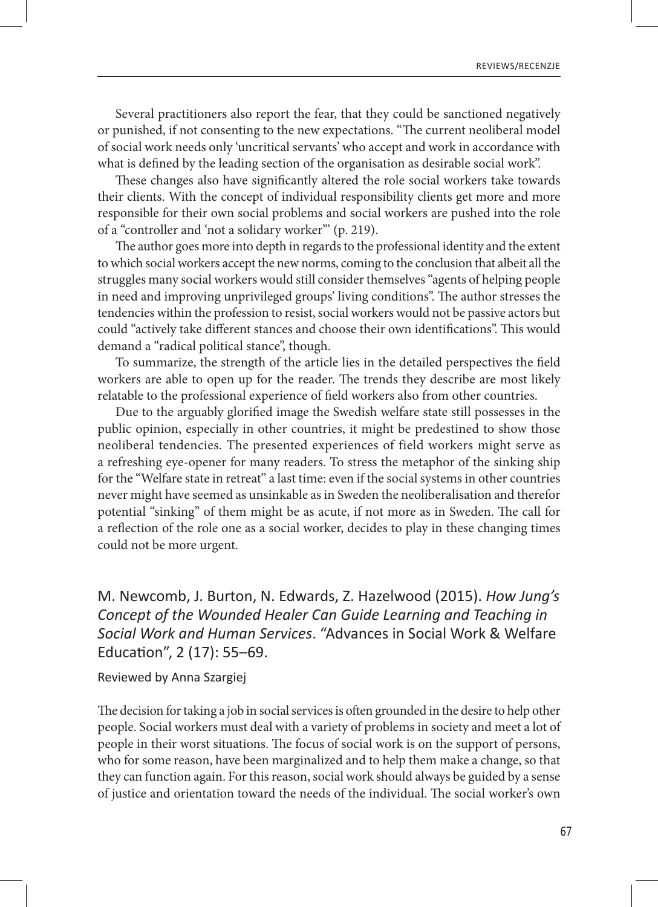Several practitioners also report the fear, that they could be sanctioned negatively or punished, if not consenting to the new expectations. "The current neoliberal model of social work needs only 'uncritical servants' who accept and work in accordance with what is defined by the leading section of the organisation as desirable social work".

These changes also have significantly altered the role social workers take towards their clients. With the concept of individual responsibility clients get more and more responsible for their own social problems and social workers are pushed into the role of a "controller and 'not a solidary worker'" (p. 219).

The author goes more into depth in regards to the professional identity and the extent to which social workers accept the new norms, coming to the conclusion that albeit all the struggles many social workers would still consider themselves "agents of helping people in need and improving unprivileged groups' living conditions". The author stresses the tendencies within the profession to resist, social workers would not be passive actors but could "actively take different stances and choose their own identifications". This would demand a "radical political stance", though.

To summarize, the strength of the article lies in the detailed perspectives the field workers are able to open up for the reader. The trends they describe are most likely relatable to the professional experience of field workers also from other countries.

Due to the arguably glorified image the Swedish welfare state still possesses in the public opinion, especially in other countries, it might be predestined to show those neoliberal tendencies. The presented experiences of field workers might serve as a refreshing eye-opener for many readers. To stress the metaphor of the sinking ship for the "Welfare state in retreat" a last time: even if the social systems in other countries never might have seemed as unsinkable as in Sweden the neoliberalisation and therefor potential "sinking" of them might be as acute, if not more as in Sweden. The call for a reflection of the role one as a social worker, decides to play in these changing times could not be more urgent.

## M. Newcomb, J. Burton, N. Edwards, Z. Hazelwood (2015). *How Jung's Concept of the Wounded Healer Can Guide Learning and Teaching in Social Work and Human Services*. "Advances in Social Work & Welfare Education", 2 (17): 55–69.

Reviewed by Anna Szargiej

The decision for taking a job in social services is often grounded in the desire to help other people. Social workers must deal with a variety of problems in society and meet a lot of people in their worst situations. The focus of social work is on the support of persons, who for some reason, have been marginalized and to help them make a change, so that they can function again. For this reason, social work should always be guided by a sense of justice and orientation toward the needs of the individual. The social worker's own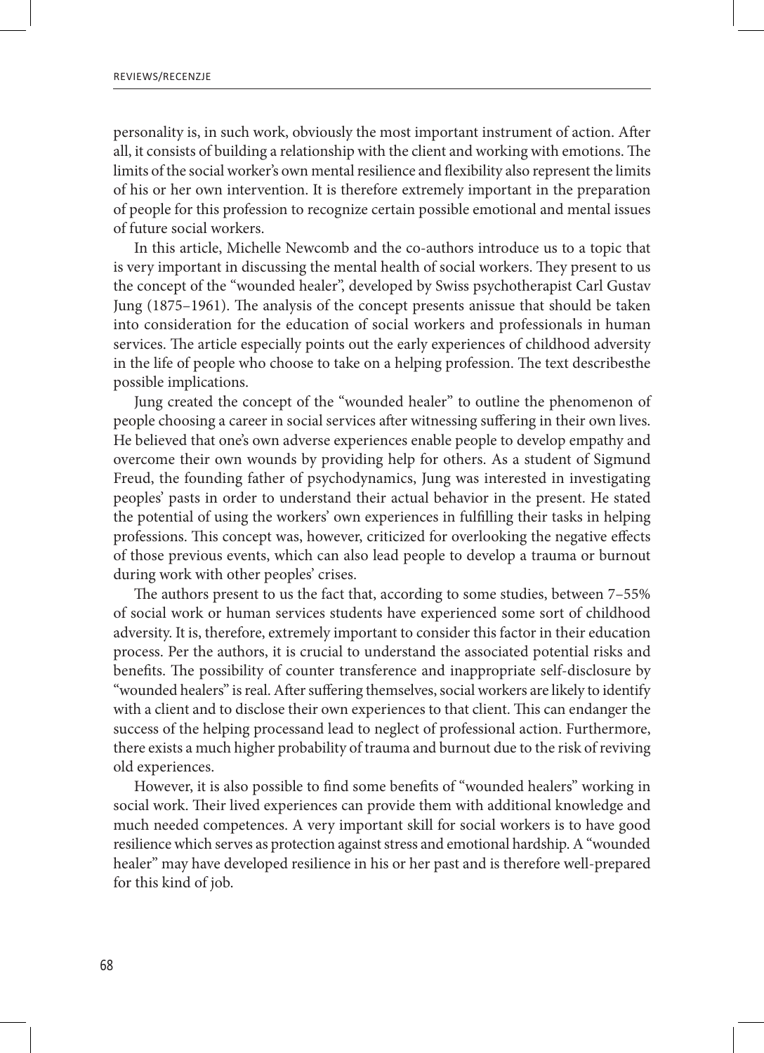personality is, in such work, obviously the most important instrument of action. After all, it consists of building a relationship with the client and working with emotions. The limits of the social worker's own mental resilience and flexibility also represent the limits of his or her own intervention. It is therefore extremely important in the preparation of people for this profession to recognize certain possible emotional and mental issues of future social workers.

In this article, Michelle Newcomb and the co-authors introduce us to a topic that is very important in discussing the mental health of social workers. They present to us the concept of the "wounded healer", developed by Swiss psychotherapist Carl Gustav Jung (1875–1961). The analysis of the concept presents anissue that should be taken into consideration for the education of social workers and professionals in human services. The article especially points out the early experiences of childhood adversity in the life of people who choose to take on a helping profession. The text describesthe possible implications.

Jung created the concept of the "wounded healer" to outline the phenomenon of people choosing a career in social services after witnessing suffering in their own lives. He believed that one's own adverse experiences enable people to develop empathy and overcome their own wounds by providing help for others. As a student of Sigmund Freud, the founding father of psychodynamics, Jung was interested in investigating peoples' pasts in order to understand their actual behavior in the present. He stated the potential of using the workers' own experiences in fulfilling their tasks in helping professions. This concept was, however, criticized for overlooking the negative effects of those previous events, which can also lead people to develop a trauma or burnout during work with other peoples' crises.

The authors present to us the fact that, according to some studies, between 7–55% of social work or human services students have experienced some sort of childhood adversity. It is, therefore, extremely important to consider this factor in their education process. Per the authors, it is crucial to understand the associated potential risks and benefits. The possibility of counter transference and inappropriate self-disclosure by "wounded healers" is real. After suffering themselves, social workers are likely to identify with a client and to disclose their own experiences to that client. This can endanger the success of the helping processand lead to neglect of professional action. Furthermore, there exists a much higher probability of trauma and burnout due to the risk of reviving old experiences.

However, it is also possible to find some benefits of "wounded healers" working in social work. Their lived experiences can provide them with additional knowledge and much needed competences. A very important skill for social workers is to have good resilience which serves as protection against stress and emotional hardship. A "wounded healer" may have developed resilience in his or her past and is therefore well-prepared for this kind of job.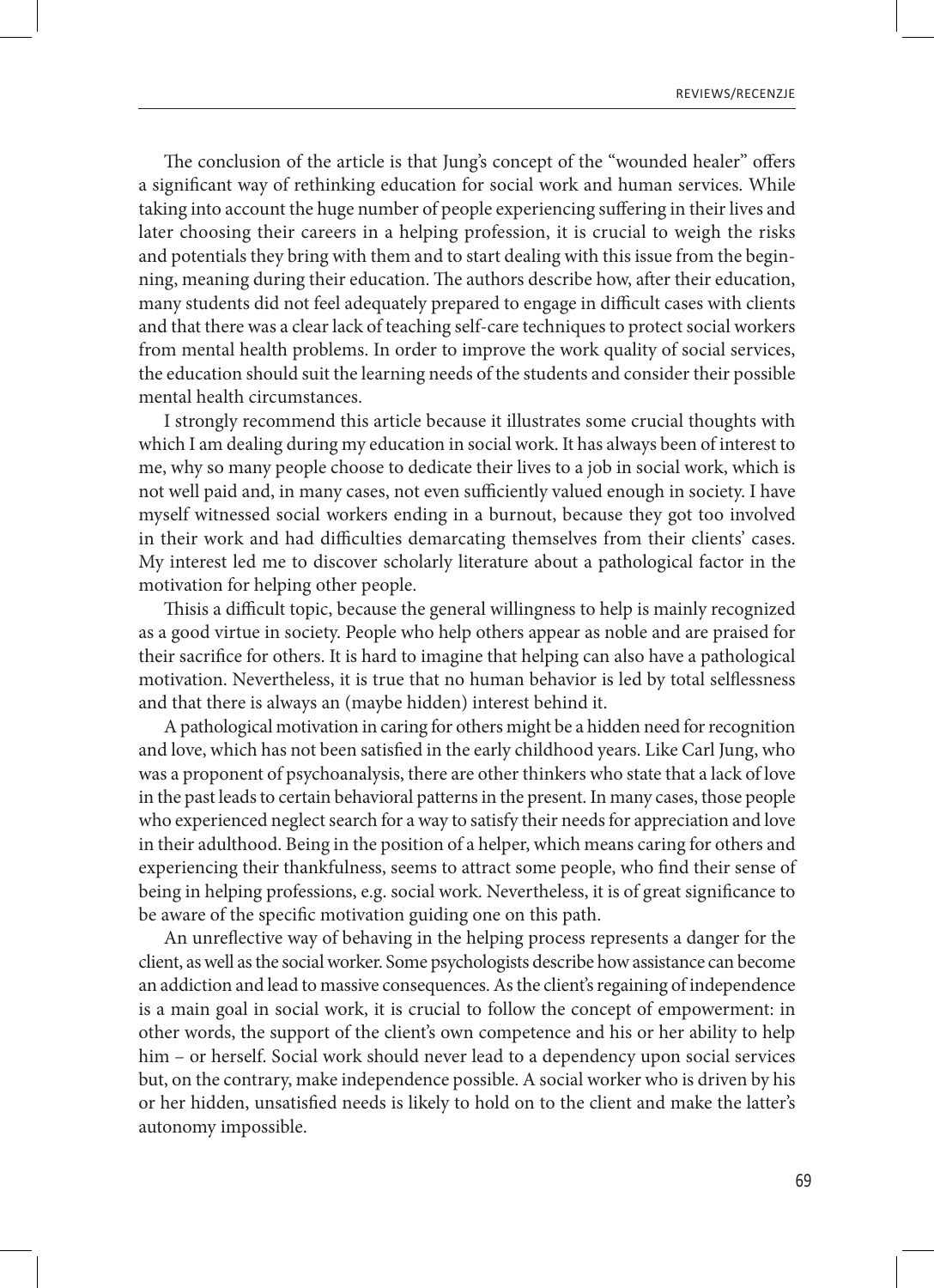The conclusion of the article is that Jung's concept of the "wounded healer" offers a significant way of rethinking education for social work and human services. While taking into account the huge number of people experiencing suffering in their lives and later choosing their careers in a helping profession, it is crucial to weigh the risks and potentials they bring with them and to start dealing with this issue from the beginning, meaning during their education. The authors describe how, after their education, many students did not feel adequately prepared to engage in difficult cases with clients and that there was a clear lack of teaching self-care techniques to protect social workers from mental health problems. In order to improve the work quality of social services, the education should suit the learning needs of the students and consider their possible mental health circumstances.

I strongly recommend this article because it illustrates some crucial thoughts with which I am dealing during my education in social work. It has always been of interest to me, why so many people choose to dedicate their lives to a job in social work, which is not well paid and, in many cases, not even sufficiently valued enough in society. I have myself witnessed social workers ending in a burnout, because they got too involved in their work and had difficulties demarcating themselves from their clients' cases. My interest led me to discover scholarly literature about a pathological factor in the motivation for helping other people.

Thisis a difficult topic, because the general willingness to help is mainly recognized as a good virtue in society. People who help others appear as noble and are praised for their sacrifice for others. It is hard to imagine that helping can also have a pathological motivation. Nevertheless, it is true that no human behavior is led by total selflessness and that there is always an (maybe hidden) interest behind it.

A pathological motivation in caring for others might be a hidden need for recognition and love, which has not been satisfied in the early childhood years. Like Carl Jung, who was a proponent of psychoanalysis, there are other thinkers who state that a lack of love in the past leads to certain behavioral patterns in the present. In many cases, those people who experienced neglect search for a way to satisfy their needs for appreciation and love in their adulthood. Being in the position of a helper, which means caring for others and experiencing their thankfulness, seems to attract some people, who find their sense of being in helping professions, e.g. social work. Nevertheless, it is of great significance to be aware of the specific motivation guiding one on this path.

An unreflective way of behaving in the helping process represents a danger for the client, as well as the social worker. Some psychologists describe how assistance can become an addiction and lead to massive consequences. As the client's regaining of independence is a main goal in social work, it is crucial to follow the concept of empowerment: in other words, the support of the client's own competence and his or her ability to help him – or herself. Social work should never lead to a dependency upon social services but, on the contrary, make independence possible. A social worker who is driven by his or her hidden, unsatisfied needs is likely to hold on to the client and make the latter's autonomy impossible.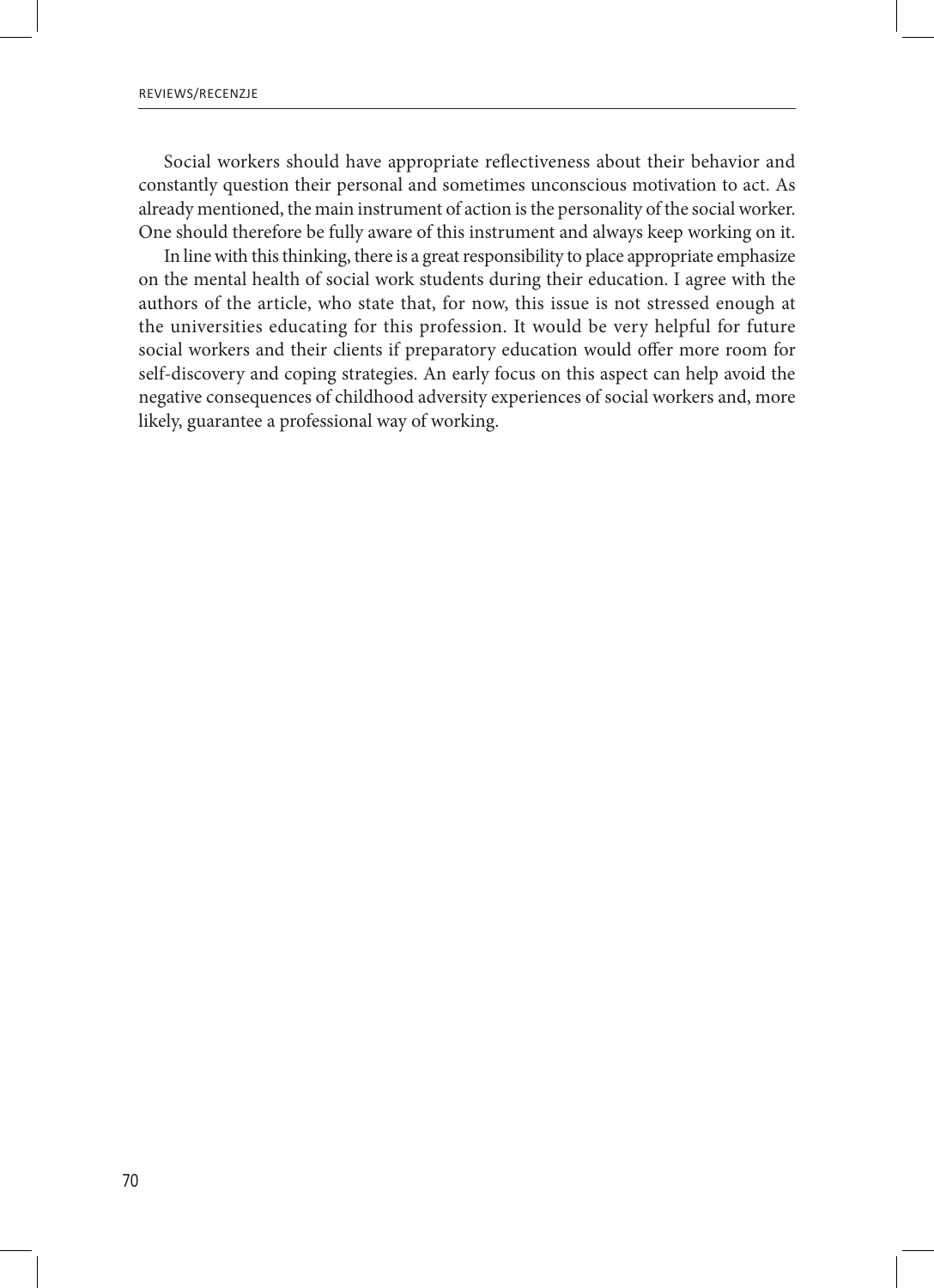Social workers should have appropriate reflectiveness about their behavior and constantly question their personal and sometimes unconscious motivation to act. As already mentioned, the main instrument of action is the personality of the social worker. One should therefore be fully aware of this instrument and always keep working on it.

In line with this thinking, there is a great responsibility to place appropriate emphasize on the mental health of social work students during their education. I agree with the authors of the article, who state that, for now, this issue is not stressed enough at the universities educating for this profession. It would be very helpful for future social workers and their clients if preparatory education would offer more room for self-discovery and coping strategies. An early focus on this aspect can help avoid the negative consequences of childhood adversity experiences of social workers and, more likely, guarantee a professional way of working.